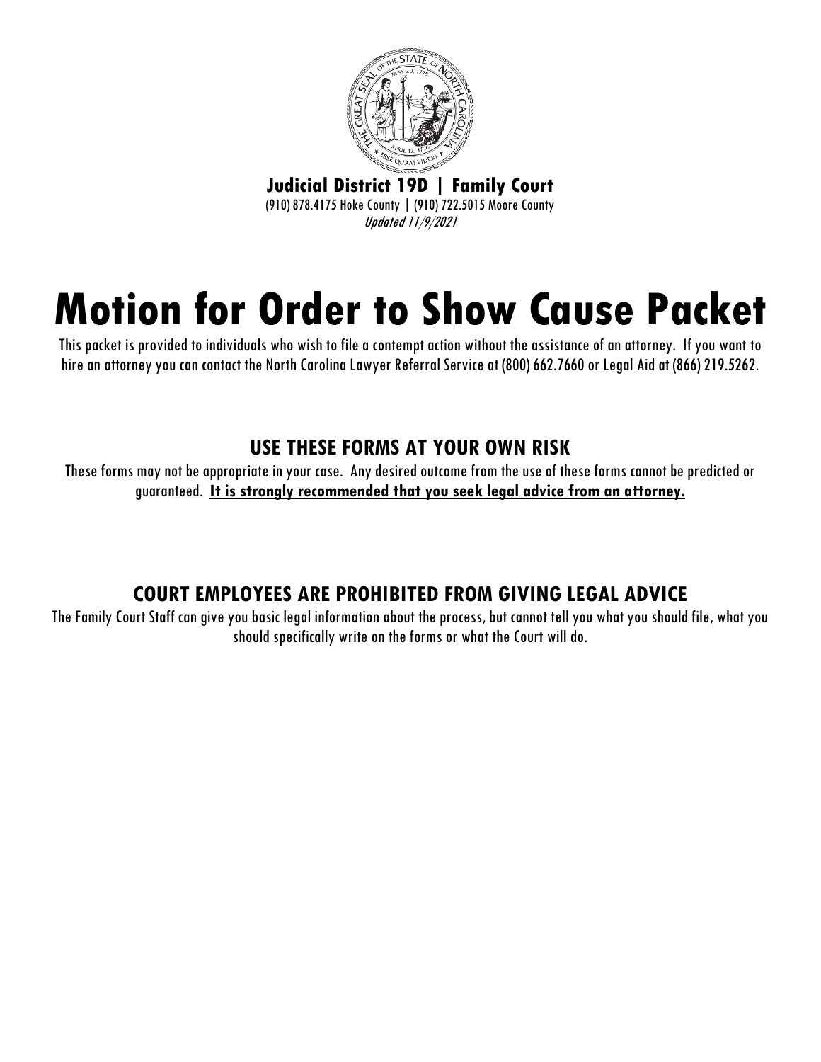**Judicial District 19D | Family Court**

(910) 878.4175 Hoke County | (910) 722.5015 Moore County

*Updated 11/9/2021*

# Motion for Order to Show Cause Packet

This packet is provided to individuals who wish to file a contempt action without the assistance of an attorney. If you want to hire an attorney you can contact the North Carolina Lawyer Referral Service at (800) 662.7660 or Legal Aid at (866) 219.5262.

## USE THESE FORMS AT YOUR OWN RISK

These forms may not be appropriate in your case. Any desired outcome from the use of these forms cannot be predicted or guaranteed. **It is strongly recommended that you seek legal advice from an attorney.**

## COURT EMPLOYEES ARE PROHIBITED FROM GIVING LEGAL ADVICE

The Family Court Staff can give you basic legal information about the process, but cannot tell you what you should file, what you should specifically write on the forms or what the Court will do.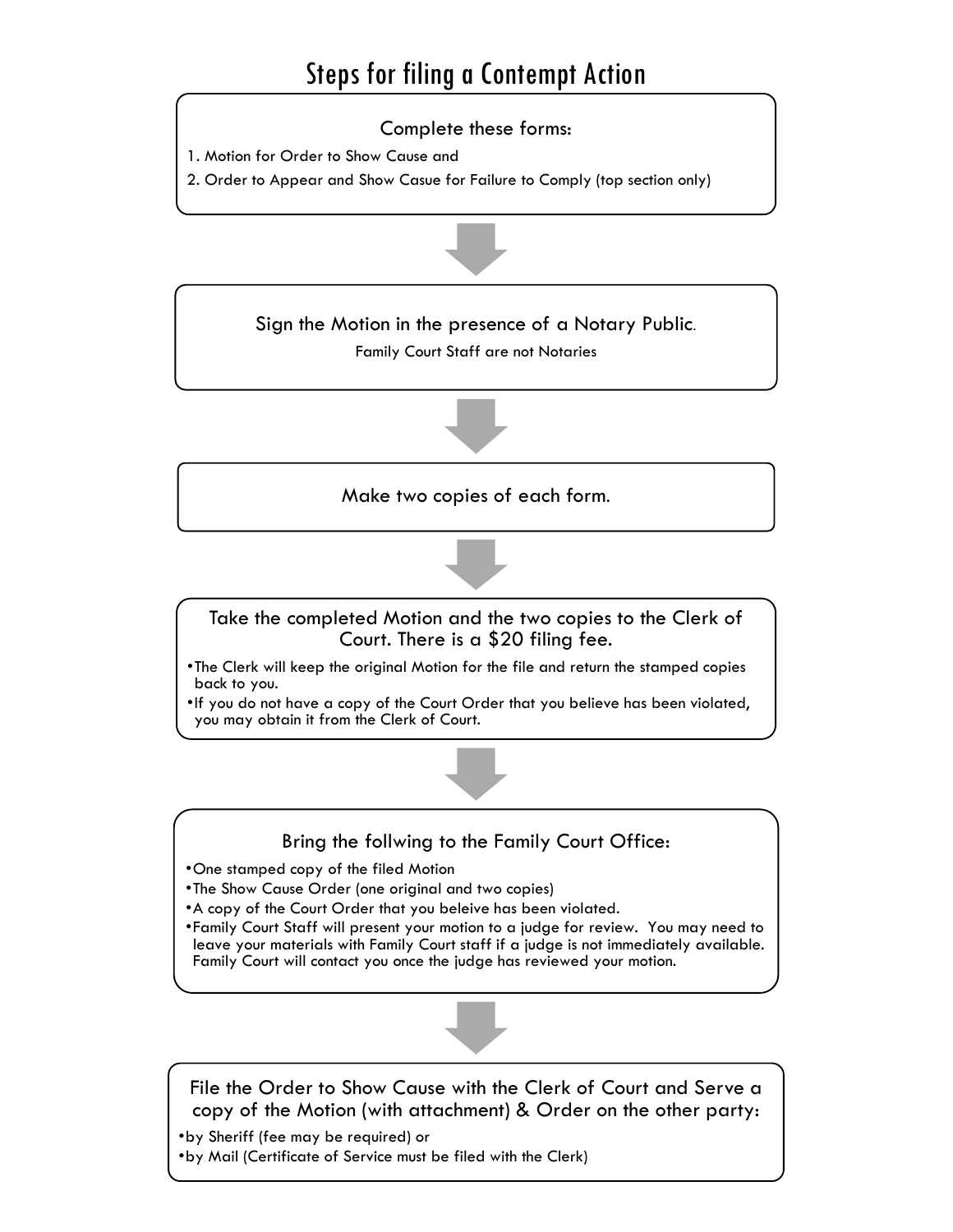# Steps for filing a Contempt Action

**Complete these forms:**

1. Motion for Order to Show Cause and
2. Order to Appear and Show Casue for Failure to Comply (top section only)

↓

**Sign the Motion in the presence of a Notary Public.**

Family Court Staff are not Notaries

↓

**Make two copies of each form.**

↓

**Take the completed Motion and the two copies to the Clerk of Court. There is a $20 filing fee.**

- The Clerk will keep the original Motion for the file and return the stamped copies back to you.
- If you do not have a copy of the Court Order that you believe has been violated, you may obtain it from the Clerk of Court.

↓

**Bring the follwing to the Family Court Office:**

- One stamped copy of the filed Motion
- The Show Cause Order (one original and two copies)
- A copy of the Court Order that you beleive has been violated.
- Family Court Staff will present your motion to a judge for review. You may need to leave your materials with Family Court staff if a judge is not immediately available. Family Court will contact you once the judge has reviewed your motion.

↓

**File the Order to Show Cause with the Clerk of Court and Serve a copy of the Motion (with attachment) & Order on the other party:**

- by Sheriff (fee may be required) or
- by Mail (Certificate of Service must be filed with the Clerk)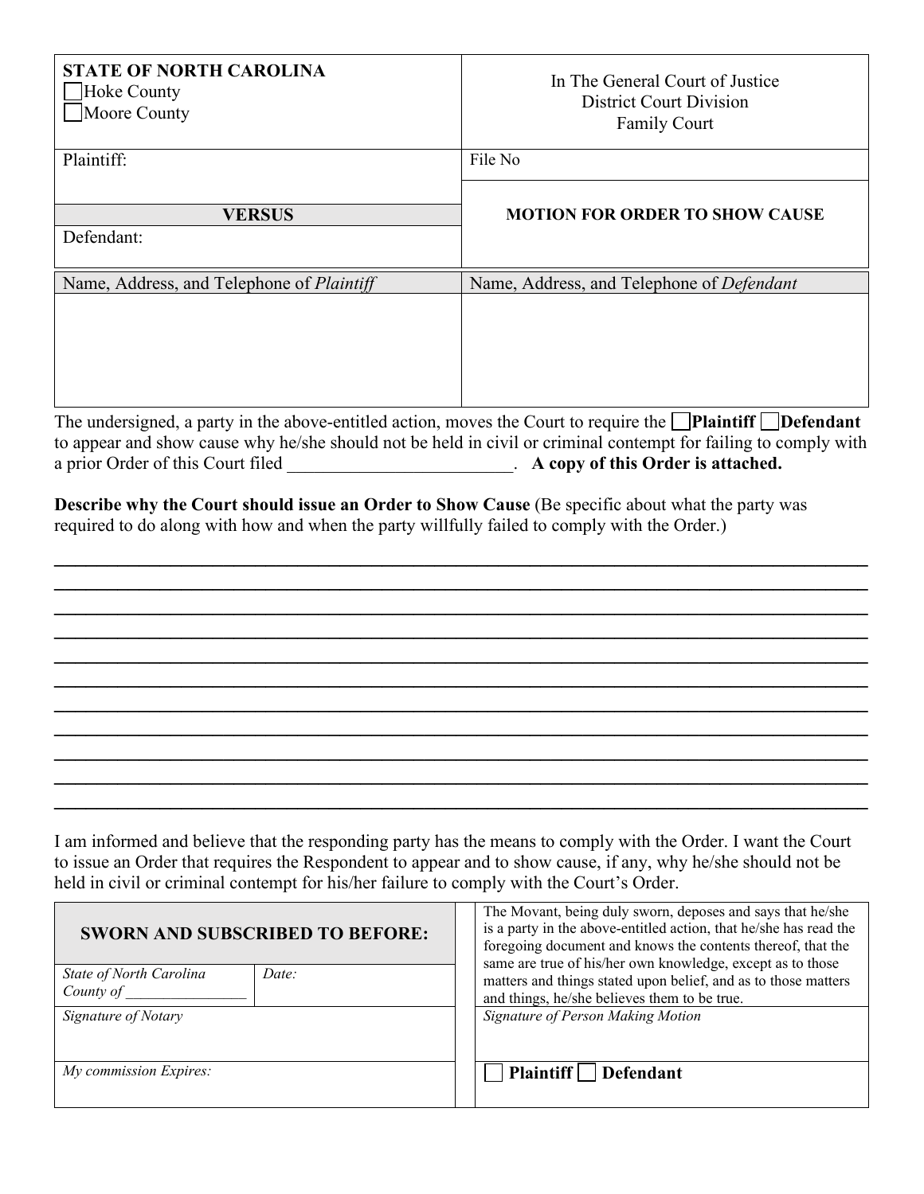| STATE OF NORTH CAROLINA<br>☐ Hoke County<br>☐ Moore County | In The General Court of Justice<br>District Court Division<br>Family Court |
|---|---|
| Plaintiff: | File No |
| **VERSUS**<br>Defendant: | **MOTION FOR ORDER TO SHOW CAUSE** |
| Name, Address, and Telephone of *Plaintiff* | Name, Address, and Telephone of *Defendant* |
| | |

The undersigned, a party in the above-entitled action, moves the Court to require the ☐ **Plaintiff** ☐ **Defendant** to appear and show cause why he/she should not be held in civil or criminal contempt for failing to comply with a prior Order of this Court filed _________________________. **A copy of this Order is attached.**

**Describe why the Court should issue an Order to Show Cause** (Be specific about what the party was required to do along with how and when the party willfully failed to comply with the Order.)

_____________________________________________________________________________________

_____________________________________________________________________________________

_____________________________________________________________________________________

_____________________________________________________________________________________

_____________________________________________________________________________________

_____________________________________________________________________________________

_____________________________________________________________________________________

_____________________________________________________________________________________

_____________________________________________________________________________________

_____________________________________________________________________________________

_____________________________________________________________________________________

I am informed and believe that the responding party has the means to comply with the Order. I want the Court to issue an Order that requires the Respondent to appear and to show cause, if any, why he/she should not be held in civil or criminal contempt for his/her failure to comply with the Court's Order.

| **SWORN AND SUBSCRIBED TO BEFORE:** | | The Movant, being duly sworn, deposes and says that he/she is a party in the above-entitled action, that he/she has read the foregoing document and knows the contents thereof, that the same are true of his/her own knowledge, except as to those matters and things stated upon belief, and as to those matters and things, he/she believes them to be true. |
|---|---|---|
| *State of North Carolina*<br>*County of* _______________ | *Date:* | |
| *Signature of Notary* | | *Signature of Person Making Motion* |
| *My commission Expires:* | | ☐ **Plaintiff** ☐ **Defendant** |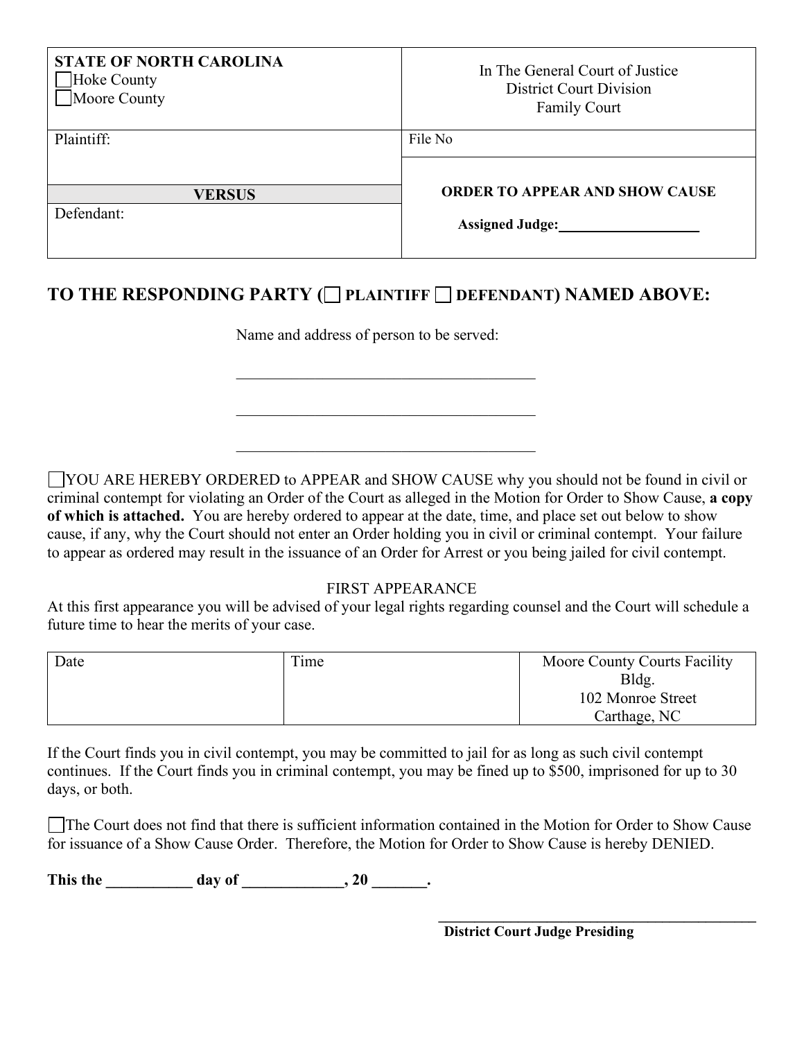| STATE OF NORTH CAROLINA<br>☐ Hoke County<br>☐ Moore County | In The General Court of Justice<br>District Court Division<br>Family Court |
|---|---|
| Plaintiff: | File No |
| **VERSUS**<br>Defendant: | **ORDER TO APPEAR AND SHOW CAUSE**<br><br>**Assigned Judge:\_\_\_\_\_\_\_\_\_\_\_\_\_\_\_\_\_\_\_\_** |

## TO THE RESPONDING PARTY (☐ PLAINTIFF ☐ DEFENDANT) NAMED ABOVE:

Name and address of person to be served:

\_\_\_\_\_\_\_\_\_\_\_\_\_\_\_\_\_\_\_\_\_\_\_\_\_\_\_\_\_\_\_\_\_\_\_\_\_\_\_\_

\_\_\_\_\_\_\_\_\_\_\_\_\_\_\_\_\_\_\_\_\_\_\_\_\_\_\_\_\_\_\_\_\_\_\_\_\_\_\_\_

\_\_\_\_\_\_\_\_\_\_\_\_\_\_\_\_\_\_\_\_\_\_\_\_\_\_\_\_\_\_\_\_\_\_\_\_\_\_\_\_

☐ YOU ARE HEREBY ORDERED to APPEAR and SHOW CAUSE why you should not be found in civil or criminal contempt for violating an Order of the Court as alleged in the Motion for Order to Show Cause, **a copy of which is attached.** You are hereby ordered to appear at the date, time, and place set out below to show cause, if any, why the Court should not enter an Order holding you in civil or criminal contempt. Your failure to appear as ordered may result in the issuance of an Order for Arrest or you being jailed for civil contempt.

FIRST APPEARANCE

At this first appearance you will be advised of your legal rights regarding counsel and the Court will schedule a future time to hear the merits of your case.

| Date | Time | Moore County Courts Facility Bldg.<br>102 Monroe Street<br>Carthage, NC |
|---|---|---|

If the Court finds you in civil contempt, you may be committed to jail for as long as such civil contempt continues. If the Court finds you in criminal contempt, you may be fined up to $500, imprisoned for up to 30 days, or both.

☐ The Court does not find that there is sufficient information contained in the Motion for Order to Show Cause for issuance of a Show Cause Order. Therefore, the Motion for Order to Show Cause is hereby DENIED.

**This the \_\_\_\_\_\_\_\_\_\_\_ day of \_\_\_\_\_\_\_\_\_\_\_\_\_, 20 \_\_\_\_\_\_\_.**

\_\_\_\_\_\_\_\_\_\_\_\_\_\_\_\_\_\_\_\_\_\_\_\_\_\_\_\_\_\_\_\_\_\_\_\_\_\_\_\_\_\_\_\_
**District Court Judge Presiding**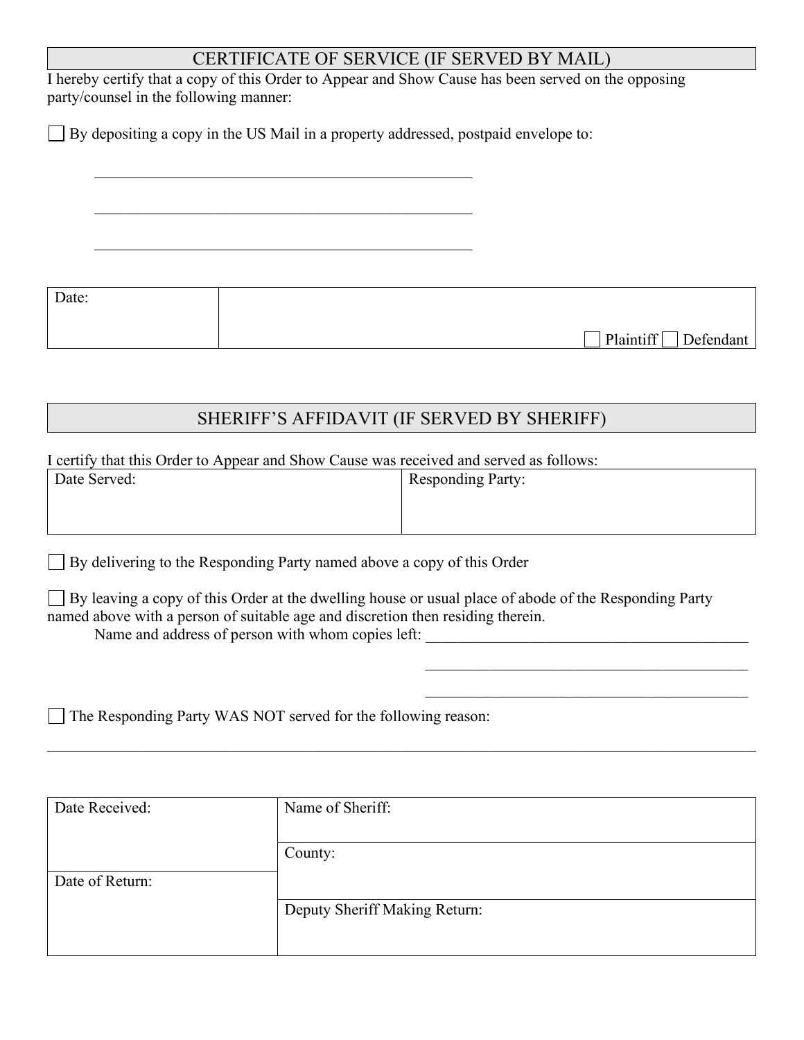## CERTIFICATE OF SERVICE (IF SERVED BY MAIL)

I hereby certify that a copy of this Order to Appear and Show Cause has been served on the opposing party/counsel in the following manner:

☐ By depositing a copy in the US Mail in a property addressed, postpaid envelope to:

\_\_\_\_\_\_\_\_\_\_\_\_\_\_\_\_\_\_\_\_\_\_\_\_\_\_\_\_\_\_\_\_\_\_\_\_\_\_\_\_\_\_\_\_\_\_\_\_

\_\_\_\_\_\_\_\_\_\_\_\_\_\_\_\_\_\_\_\_\_\_\_\_\_\_\_\_\_\_\_\_\_\_\_\_\_\_\_\_\_\_\_\_\_\_\_\_

\_\_\_\_\_\_\_\_\_\_\_\_\_\_\_\_\_\_\_\_\_\_\_\_\_\_\_\_\_\_\_\_\_\_\_\_\_\_\_\_\_\_\_\_\_\_\_\_

| | |
|---|---|
| Date: | ☐ Plaintiff ☐ Defendant |

## SHERIFF'S AFFIDAVIT (IF SERVED BY SHERIFF)

I certify that this Order to Appear and Show Cause was received and served as follows:

| | |
|---|---|
| Date Served: | Responding Party: |

☐ By delivering to the Responding Party named above a copy of this Order

☐ By leaving a copy of this Order at the dwelling house or usual place of abode of the Responding Party named above with a person of suitable age and discretion then residing therein.

Name and address of person with whom copies left: \_\_\_\_\_\_\_\_\_\_\_\_\_\_\_\_\_\_\_\_\_\_\_\_\_\_\_\_\_\_\_\_\_\_\_\_\_\_\_\_

\_\_\_\_\_\_\_\_\_\_\_\_\_\_\_\_\_\_\_\_\_\_\_\_\_\_\_\_\_\_\_\_\_\_\_\_\_\_\_\_

\_\_\_\_\_\_\_\_\_\_\_\_\_\_\_\_\_\_\_\_\_\_\_\_\_\_\_\_\_\_\_\_\_\_\_\_\_\_\_\_

☐ The Responding Party WAS NOT served for the following reason:

\_\_\_\_\_\_\_\_\_\_\_\_\_\_\_\_\_\_\_\_\_\_\_\_\_\_\_\_\_\_\_\_\_\_\_\_\_\_\_\_\_\_\_\_\_\_\_\_\_\_\_\_\_\_\_\_\_\_\_\_\_\_\_\_\_\_\_\_\_\_\_\_\_\_\_\_\_\_

| | |
|---|---|
| Date Received: | Name of Sheriff: |
| | County: |
| Date of Return: | Deputy Sheriff Making Return: |